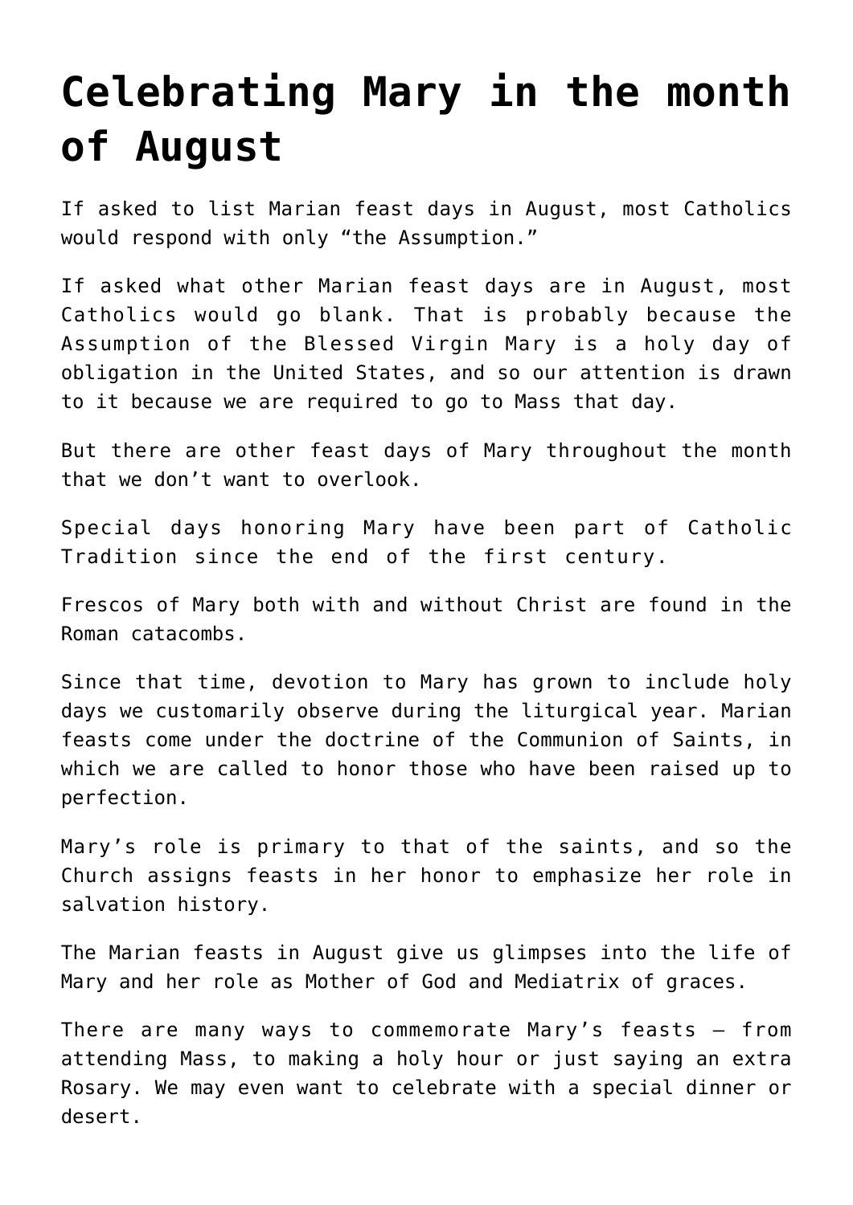# Celebrating Mary in the month of August

If asked to list Marian feast days in August, most Catholics would respond with only "the Assumption."

If asked what other Marian feast days are in August, most Catholics would go blank. That is probably because the Assumption of the Blessed Virgin Mary is a holy day of obligation in the United States, and so our attention is drawn to it because we are required to go to Mass that day.

But there are other feast days of Mary throughout the month that we don't want to overlook.

Special days honoring Mary have been part of Catholic Tradition since the end of the first century.

Frescos of Mary both with and without Christ are found in the Roman catacombs.

Since that time, devotion to Mary has grown to include holy days we customarily observe during the liturgical year. Marian feasts come under the doctrine of the Communion of Saints, in which we are called to honor those who have been raised up to perfection.

Mary's role is primary to that of the saints, and so the Church assigns feasts in her honor to emphasize her role in salvation history.

The Marian feasts in August give us glimpses into the life of Mary and her role as Mother of God and Mediatrix of graces.

There are many ways to commemorate Mary's feasts – from attending Mass, to making a holy hour or just saying an extra Rosary. We may even want to celebrate with a special dinner or desert.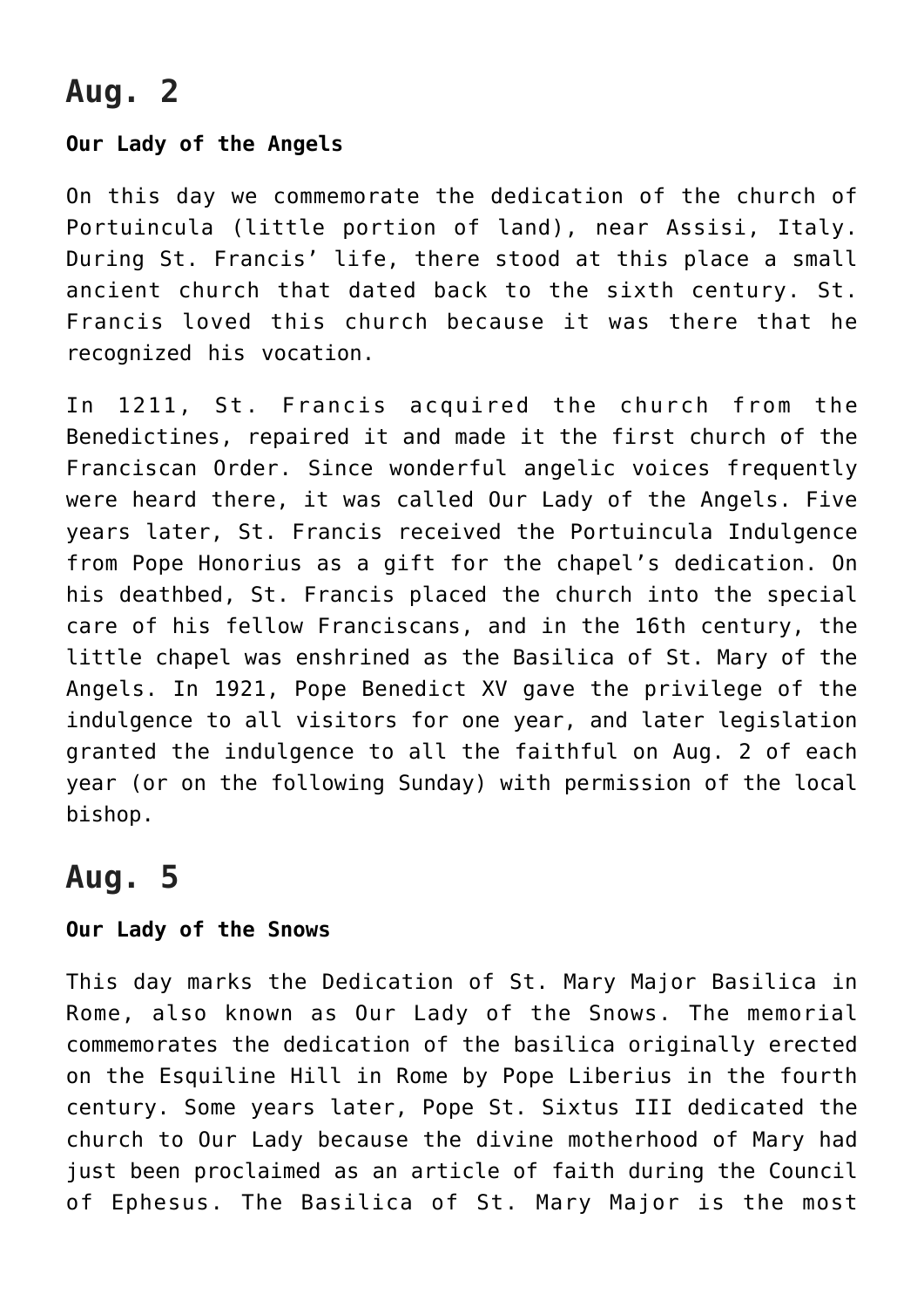## Aug. 2

**Our Lady of the Angels**

On this day we commemorate the dedication of the church of Portuincula (little portion of land), near Assisi, Italy. During St. Francis' life, there stood at this place a small ancient church that dated back to the sixth century. St. Francis loved this church because it was there that he recognized his vocation.

In 1211, St. Francis acquired the church from the Benedictines, repaired it and made it the first church of the Franciscan Order. Since wonderful angelic voices frequently were heard there, it was called Our Lady of the Angels. Five years later, St. Francis received the Portuincula Indulgence from Pope Honorius as a gift for the chapel's dedication. On his deathbed, St. Francis placed the church into the special care of his fellow Franciscans, and in the 16th century, the little chapel was enshrined as the Basilica of St. Mary of the Angels. In 1921, Pope Benedict XV gave the privilege of the indulgence to all visitors for one year, and later legislation granted the indulgence to all the faithful on Aug. 2 of each year (or on the following Sunday) with permission of the local bishop.

## Aug. 5

**Our Lady of the Snows**

This day marks the Dedication of St. Mary Major Basilica in Rome, also known as Our Lady of the Snows. The memorial commemorates the dedication of the basilica originally erected on the Esquiline Hill in Rome by Pope Liberius in the fourth century. Some years later, Pope St. Sixtus III dedicated the church to Our Lady because the divine motherhood of Mary had just been proclaimed as an article of faith during the Council of Ephesus. The Basilica of St. Mary Major is the most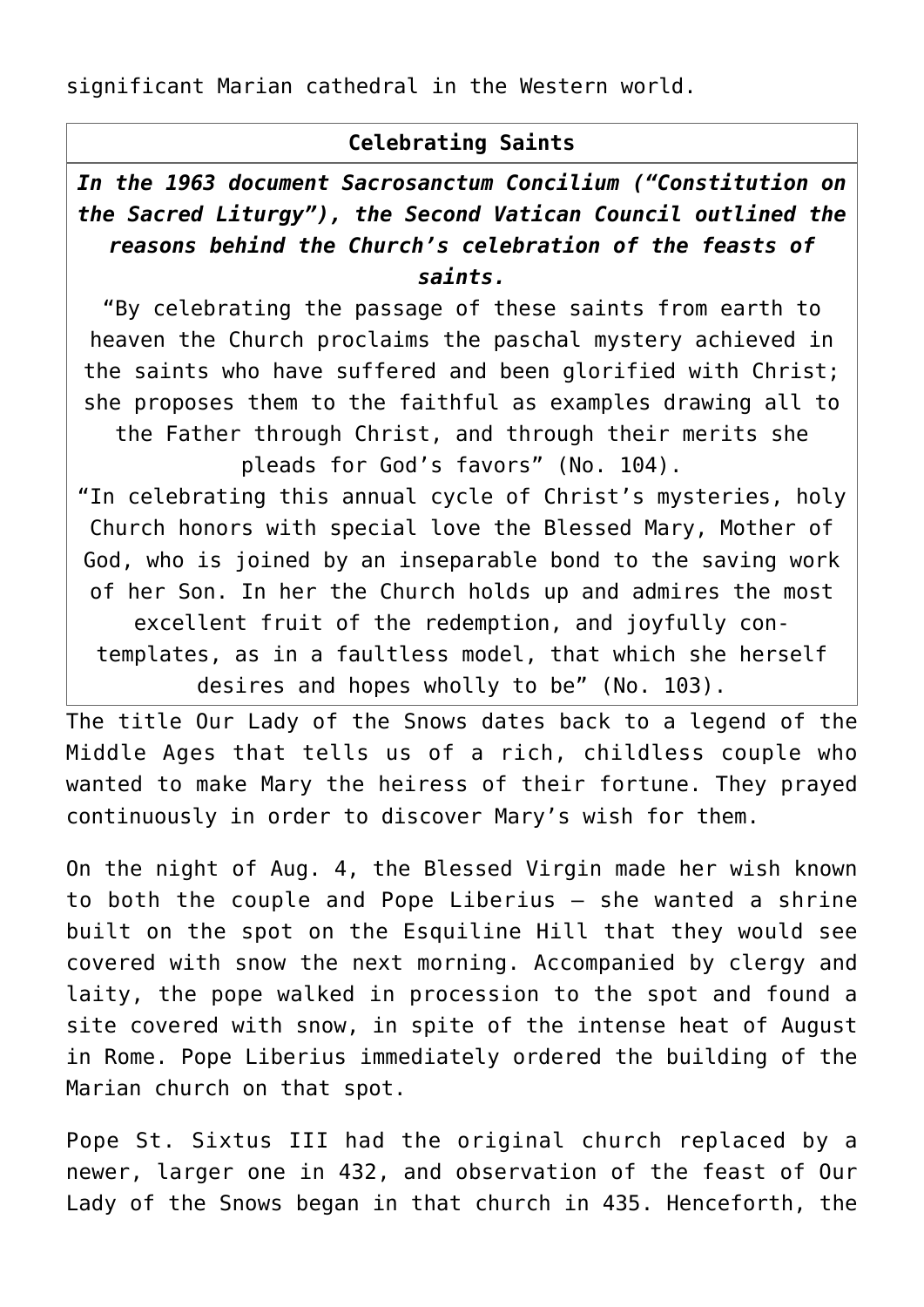significant Marian cathedral in the Western world.

| Celebrating Saints |
| --- |
| ***In the 1963 document Sacrosanctum Concilium ("Constitution on the Sacred Liturgy"), the Second Vatican Council outlined the reasons behind the Church's celebration of the feasts of saints.*** "By celebrating the passage of these saints from earth to heaven the Church proclaims the paschal mystery achieved in the saints who have suffered and been glorified with Christ; she proposes them to the faithful as examples drawing all to the Father through Christ, and through their merits she pleads for God's favors" (No. 104). "In celebrating this annual cycle of Christ's mysteries, holy Church honors with special love the Blessed Mary, Mother of God, who is joined by an inseparable bond to the saving work of her Son. In her the Church holds up and admires the most excellent fruit of the redemption, and joyfully contemplates, as in a faultless model, that which she herself desires and hopes wholly to be" (No. 103). |

The title Our Lady of the Snows dates back to a legend of the Middle Ages that tells us of a rich, childless couple who wanted to make Mary the heiress of their fortune. They prayed continuously in order to discover Mary's wish for them.

On the night of Aug. 4, the Blessed Virgin made her wish known to both the couple and Pope Liberius – she wanted a shrine built on the spot on the Esquiline Hill that they would see covered with snow the next morning. Accompanied by clergy and laity, the pope walked in procession to the spot and found a site covered with snow, in spite of the intense heat of August in Rome. Pope Liberius immediately ordered the building of the Marian church on that spot.

Pope St. Sixtus III had the original church replaced by a newer, larger one in 432, and observation of the feast of Our Lady of the Snows began in that church in 435. Henceforth, the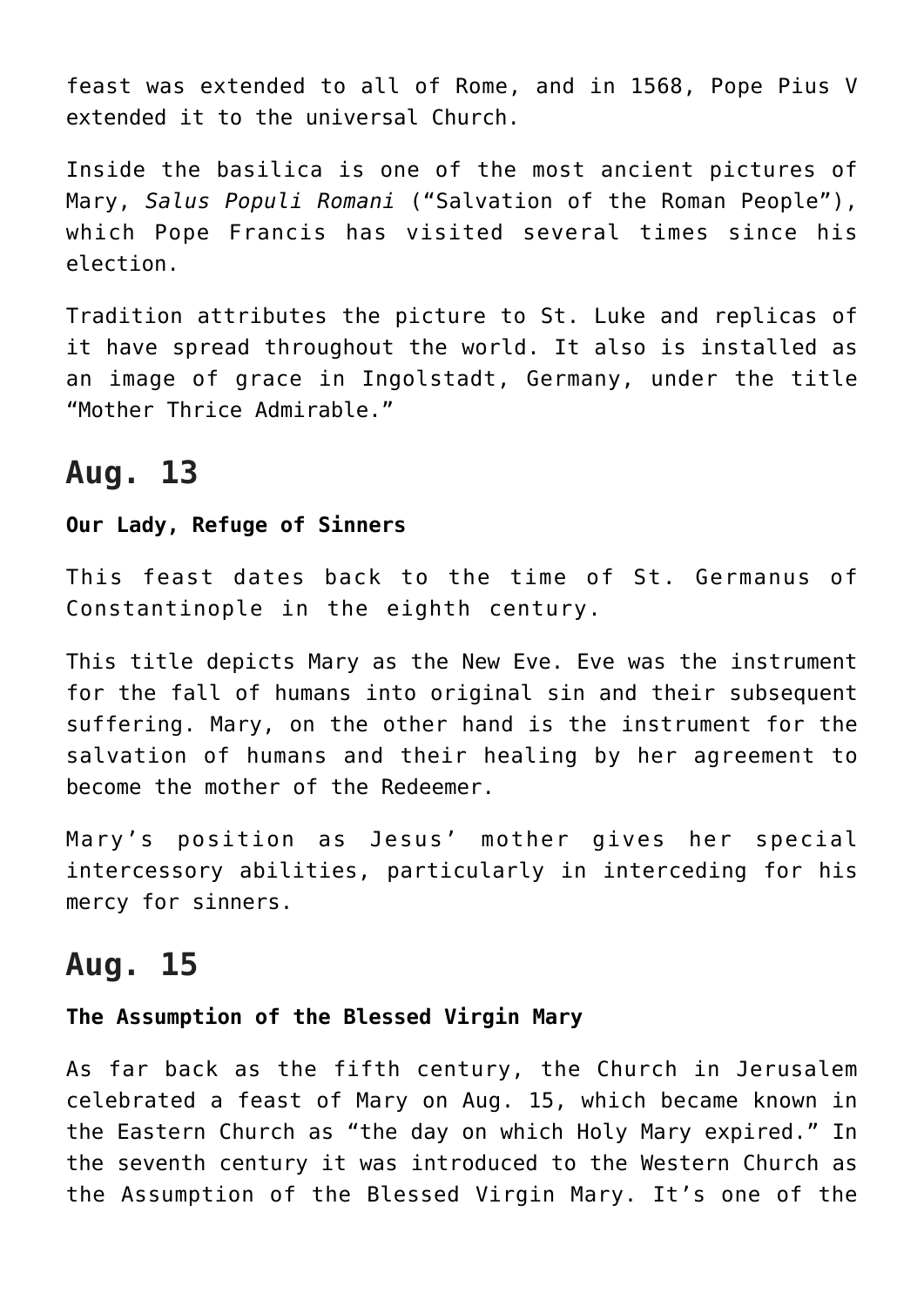feast was extended to all of Rome, and in 1568, Pope Pius V extended it to the universal Church.

Inside the basilica is one of the most ancient pictures of Mary, *Salus Populi Romani* ("Salvation of the Roman People"), which Pope Francis has visited several times since his election.

Tradition attributes the picture to St. Luke and replicas of it have spread throughout the world. It also is installed as an image of grace in Ingolstadt, Germany, under the title "Mother Thrice Admirable."

## Aug. 13

**Our Lady, Refuge of Sinners**

This feast dates back to the time of St. Germanus of Constantinople in the eighth century.

This title depicts Mary as the New Eve. Eve was the instrument for the fall of humans into original sin and their subsequent suffering. Mary, on the other hand is the instrument for the salvation of humans and their healing by her agreement to become the mother of the Redeemer.

Mary's position as Jesus' mother gives her special intercessory abilities, particularly in interceding for his mercy for sinners.

## Aug. 15

**The Assumption of the Blessed Virgin Mary**

As far back as the fifth century, the Church in Jerusalem celebrated a feast of Mary on Aug. 15, which became known in the Eastern Church as "the day on which Holy Mary expired." In the seventh century it was introduced to the Western Church as the Assumption of the Blessed Virgin Mary. It's one of the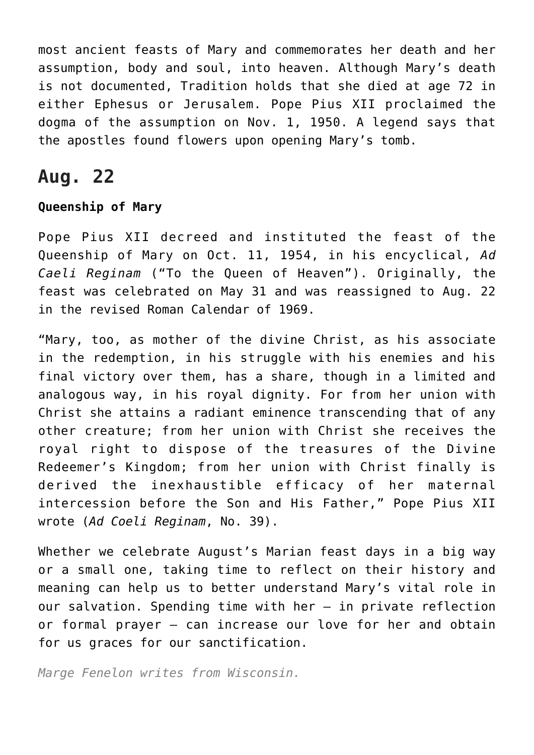most ancient feasts of Mary and commemorates her death and her assumption, body and soul, into heaven. Although Mary's death is not documented, Tradition holds that she died at age 72 in either Ephesus or Jerusalem. Pope Pius XII proclaimed the dogma of the assumption on Nov. 1, 1950. A legend says that the apostles found flowers upon opening Mary's tomb.

## Aug. 22

**Queenship of Mary**

Pope Pius XII decreed and instituted the feast of the Queenship of Mary on Oct. 11, 1954, in his encyclical, *Ad Caeli Reginam* ("To the Queen of Heaven"). Originally, the feast was celebrated on May 31 and was reassigned to Aug. 22 in the revised Roman Calendar of 1969.

"Mary, too, as mother of the divine Christ, as his associate in the redemption, in his struggle with his enemies and his final victory over them, has a share, though in a limited and analogous way, in his royal dignity. For from her union with Christ she attains a radiant eminence transcending that of any other creature; from her union with Christ she receives the royal right to dispose of the treasures of the Divine Redeemer's Kingdom; from her union with Christ finally is derived the inexhaustible efficacy of her maternal intercession before the Son and His Father," Pope Pius XII wrote (*Ad Coeli Reginam*, No. 39).

Whether we celebrate August's Marian feast days in a big way or a small one, taking time to reflect on their history and meaning can help us to better understand Mary's vital role in our salvation. Spending time with her — in private reflection or formal prayer — can increase our love for her and obtain for us graces for our sanctification.

*Marge Fenelon writes from Wisconsin.*